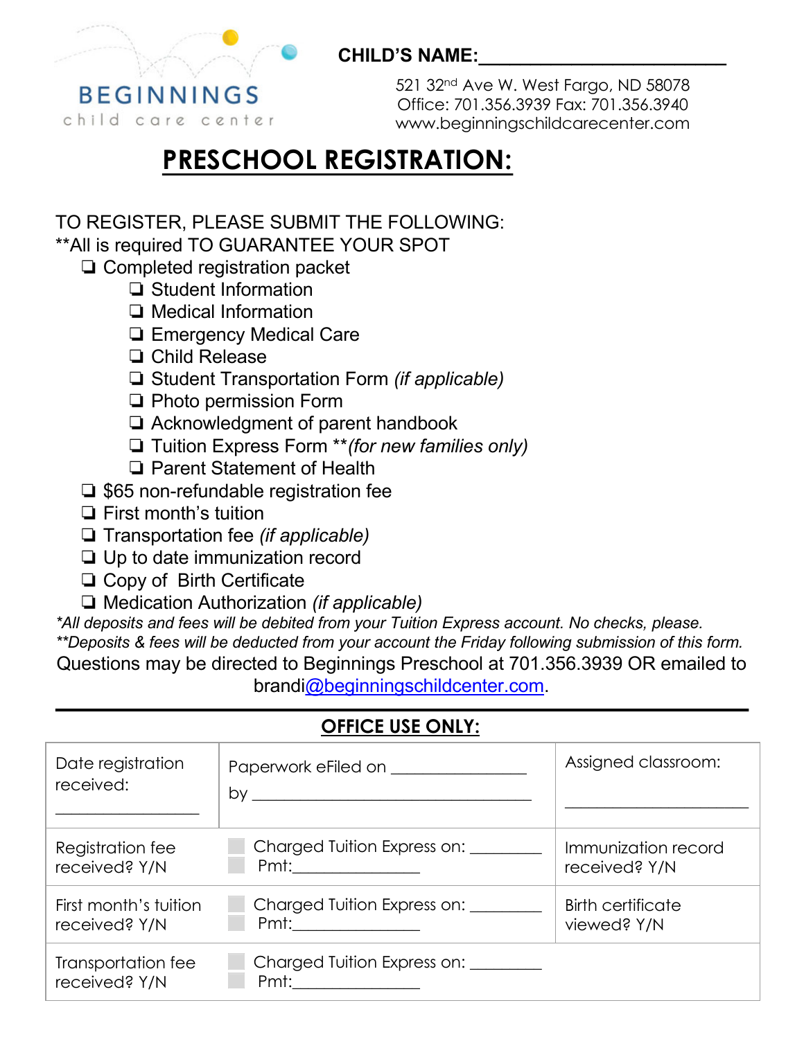BEGINNINGS
child care center

**CHILD'S NAME:**_______________________

521 32nd Ave W. West Fargo, ND 58078
Office: 701.356.3939 Fax: 701.356.3940
www.beginningschildcarecenter.com

# PRESCHOOL REGISTRATION:

TO REGISTER, PLEASE SUBMIT THE FOLLOWING:
**All is required TO GUARANTEE YOUR SPOT

- ❏ Completed registration packet
  - ❏ Student Information
  - ❏ Medical Information
  - ❏ Emergency Medical Care
  - ❏ Child Release
  - ❏ Student Transportation Form *(if applicable)*
  - ❏ Photo permission Form
  - ❏ Acknowledgment of parent handbook
  - ❏ Tuition Express Form ***(for new families only)*
  - ❏ Parent Statement of Health
- ❏ $65 non-refundable registration fee
- ❏ First month's tuition
- ❏ Transportation fee *(if applicable)*
- ❏ Up to date immunization record
- ❏ Copy of Birth Certificate
- ❏ Medication Authorization *(if applicable)*

**All deposits and fees will be debited from your Tuition Express account. No checks, please.*
***Deposits & fees will be deducted from your account the Friday following submission of this form.*

Questions may be directed to Beginnings Preschool at 701.356.3939 OR emailed to brandi@beginningschildcenter.com.

---

## OFFICE USE ONLY:

| | | |
|---|---|---|
| Date registration received: ______________ | Paperwork eFiled on ______________ by ______________________________ | Assigned classroom: ___________________ |
| Registration fee received? Y/N | ☐ Charged Tuition Express on: ________ ☐ Pmt:____________ | Immunization record received? Y/N |
| First month's tuition received? Y/N | ☐ Charged Tuition Express on: ________ ☐ Pmt:____________ | Birth certificate viewed? Y/N |
| Transportation fee received? Y/N | ☐ Charged Tuition Express on: ________ ☐ Pmt:____________ | |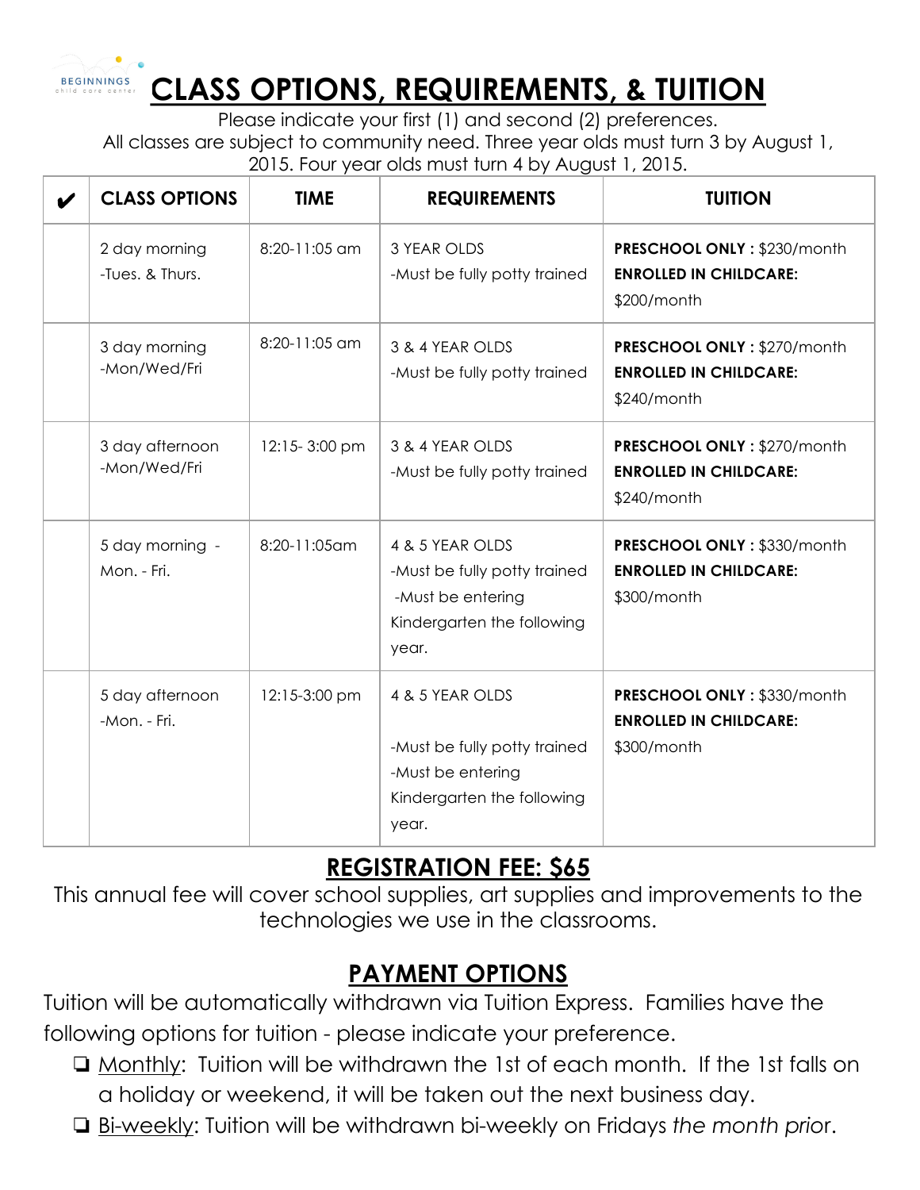# CLASS OPTIONS, REQUIREMENTS, & TUITION

Please indicate your first (1) and second (2) preferences.
All classes are subject to community need. Three year olds must turn 3 by August 1, 2015. Four year olds must turn 4 by August 1, 2015.

| ✔ | CLASS OPTIONS | TIME | REQUIREMENTS | TUITION |
|---|---|---|---|---|
| | 2 day morning -Tues. & Thurs. | 8:20-11:05 am | 3 YEAR OLDS -Must be fully potty trained | **PRESCHOOL ONLY :** $230/month **ENROLLED IN CHILDCARE:** $200/month |
| | 3 day morning -Mon/Wed/Fri | 8:20-11:05 am | 3 & 4 YEAR OLDS -Must be fully potty trained | **PRESCHOOL ONLY :** $270/month **ENROLLED IN CHILDCARE:** $240/month |
| | 3 day afternoon -Mon/Wed/Fri | 12:15- 3:00 pm | 3 & 4 YEAR OLDS -Must be fully potty trained | **PRESCHOOL ONLY :** $270/month **ENROLLED IN CHILDCARE:** $240/month |
| | 5 day morning - Mon. - Fri. | 8:20-11:05am | 4 & 5 YEAR OLDS -Must be fully potty trained -Must be entering Kindergarten the following year. | **PRESCHOOL ONLY :** $330/month **ENROLLED IN CHILDCARE:** $300/month |
| | 5 day afternoon -Mon. - Fri. | 12:15-3:00 pm | 4 & 5 YEAR OLDS -Must be fully potty trained -Must be entering Kindergarten the following year. | **PRESCHOOL ONLY :** $330/month **ENROLLED IN CHILDCARE:** $300/month |

## REGISTRATION FEE: $65

This annual fee will cover school supplies, art supplies and improvements to the technologies we use in the classrooms.

## PAYMENT OPTIONS

Tuition will be automatically withdrawn via Tuition Express. Families have the following options for tuition - please indicate your preference.

- ❏ Monthly: Tuition will be withdrawn the 1st of each month. If the 1st falls on a holiday or weekend, it will be taken out the next business day.
- ❏ Bi-weekly: Tuition will be withdrawn bi-weekly on Fridays *the month prior*.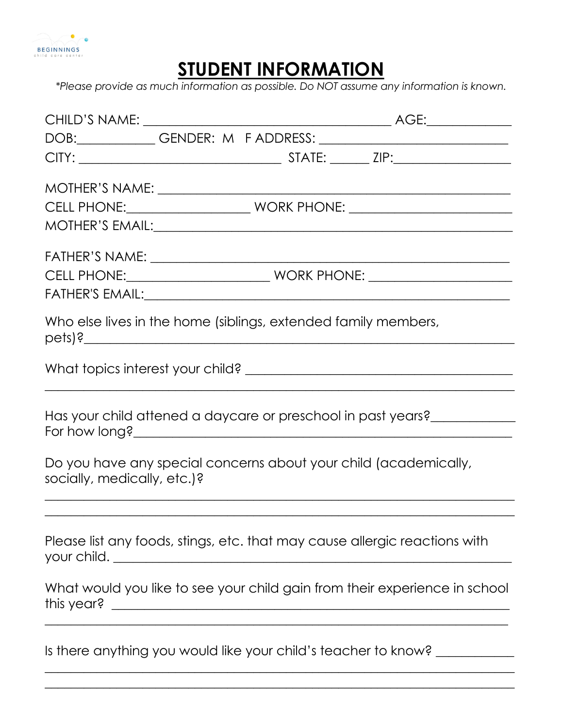BEGINNINGS
child care center

# STUDENT INFORMATION

*\*Please provide as much information as possible. Do NOT assume any information is known.*

CHILD'S NAME: ______________________________ AGE: __________

DOB: __________ GENDER: M F ADDRESS: ______________________________

CITY: ______________________________ STATE: ______ ZIP: ______________

MOTHER'S NAME: ______________________________________________

CELL PHONE: ________________ WORK PHONE: ____________________

MOTHER'S EMAIL: ______________________________________________

FATHER'S NAME: ______________________________________________

CELL PHONE: ________________ WORK PHONE: ____________________

FATHER'S EMAIL: ______________________________________________

Who else lives in the home (siblings, extended family members, pets)? ______________________________________________

What topics interest your child? ______________________________________________

______________________________________________

Has your child attened a daycare or preschool in past years? __________

For how long? ______________________________________________

Do you have any special concerns about your child (academically, socially, medically, etc.)?

______________________________________________

______________________________________________

Please list any foods, stings, etc. that may cause allergic reactions with your child. ______________________________________________

What would you like to see your child gain from their experience in school this year? ______________________________________________

______________________________________________

Is there anything you would like your child's teacher to know? __________

______________________________________________

______________________________________________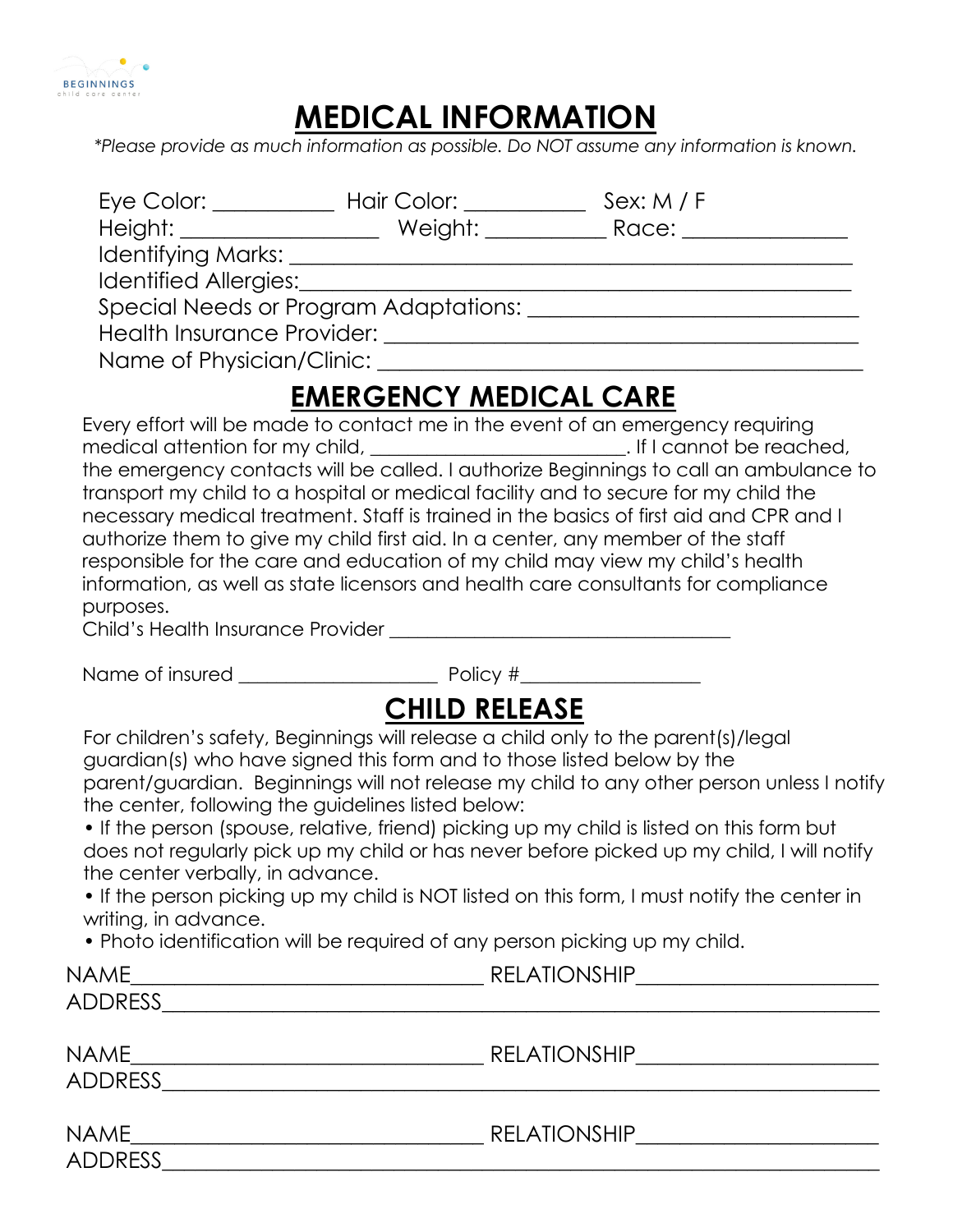BEGINNINGS
child care center

# MEDICAL INFORMATION

*\*Please provide as much information as possible. Do NOT assume any information is known.*

Eye Color: ___________ Hair Color: ___________ Sex: M / F

Height: _________________ Weight: ___________ Race: _______________

Identifying Marks: ________________________________________________

Identified Allergies:_______________________________________________

Special Needs or Program Adaptations: _____________________________

Health Insurance Provider: _________________________________________

Name of Physician/Clinic: __________________________________________

# EMERGENCY MEDICAL CARE

Every effort will be made to contact me in the event of an emergency requiring medical attention for my child, __________________________. If I cannot be reached, the emergency contacts will be called. I authorize Beginnings to call an ambulance to transport my child to a hospital or medical facility and to secure for my child the necessary medical treatment. Staff is trained in the basics of first aid and CPR and I authorize them to give my child first aid. In a center, any member of the staff responsible for the care and education of my child may view my child's health information, as well as state licensors and health care consultants for compliance purposes.

Child's Health Insurance Provider ___________________________________

Name of insured ____________________ Policy #__________________

# CHILD RELEASE

For children's safety, Beginnings will release a child only to the parent(s)/legal guardian(s) who have signed this form and to those listed below by the parent/guardian. Beginnings will not release my child to any other person unless I notify the center, following the guidelines listed below:

- If the person (spouse, relative, friend) picking up my child is listed on this form but does not regularly pick up my child or has never before picked up my child, I will notify the center verbally, in advance.
- If the person picking up my child is NOT listed on this form, I must notify the center in writing, in advance.
- Photo identification will be required of any person picking up my child.

NAME_________________________________ RELATIONSHIP______________________

ADDRESS______________________________________________________________

NAME_________________________________ RELATIONSHIP______________________

ADDRESS______________________________________________________________

NAME_________________________________ RELATIONSHIP______________________

ADDRESS______________________________________________________________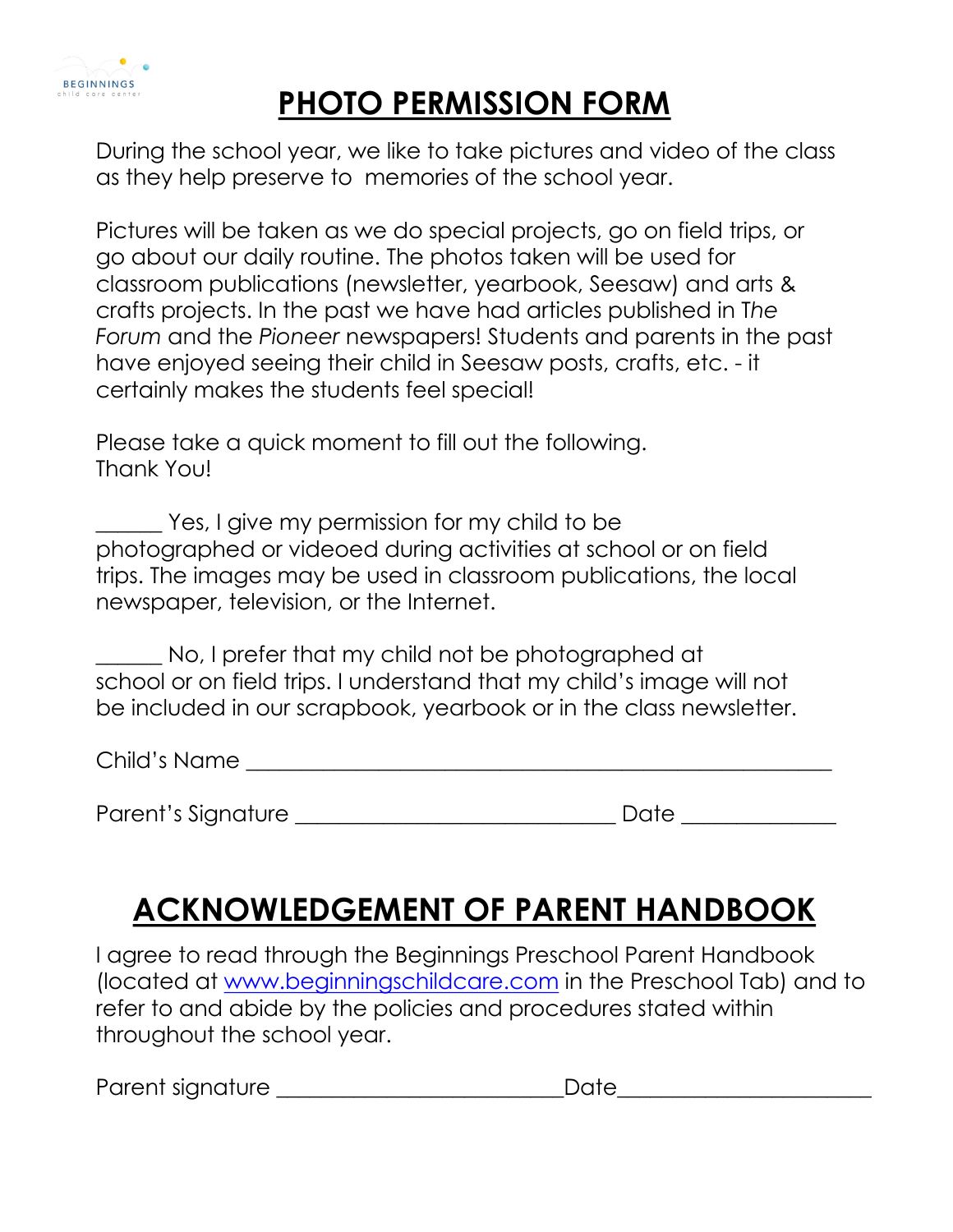# **PHOTO PERMISSION FORM**

During the school year, we like to take pictures and video of the class as they help preserve to  memories of the school year.

Pictures will be taken as we do special projects, go on field trips, or go about our daily routine. The photos taken will be used for classroom publications (newsletter, yearbook, Seesaw) and arts & crafts projects. In the past we have had articles published in *The Forum* and the *Pioneer* newspapers! Students and parents in the past have enjoyed seeing their child in Seesaw posts, crafts, etc. - it certainly makes the students feel special!

Please take a quick moment to fill out the following.
Thank You!

______ Yes, I give my permission for my child to be photographed or videoed during activities at school or on field trips. The images may be used in classroom publications, the local newspaper, television, or the Internet.

______ No, I prefer that my child not be photographed at school or on field trips. I understand that my child's image will not be included in our scrapbook, yearbook or in the class newsletter.

Child's Name ______________________________________________

Parent's Signature ___________________________ Date _____________

# **ACKNOWLEDGEMENT OF PARENT HANDBOOK**

I agree to read through the Beginnings Preschool Parent Handbook (located at www.beginningschildcare.com in the Preschool Tab) and to refer to and abide by the policies and procedures stated within throughout the school year.

Parent signature _________________________Date______________________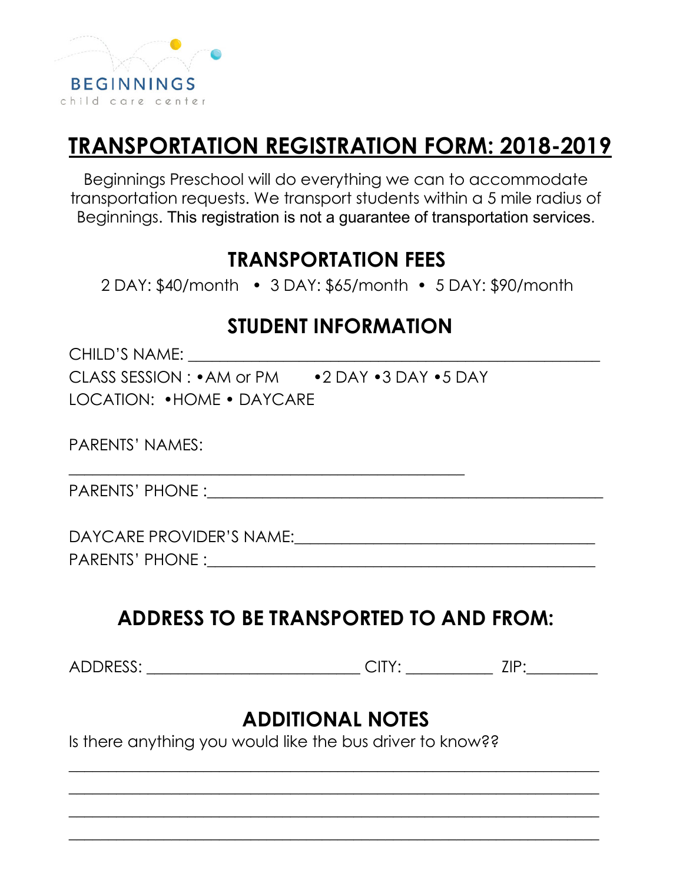BEGINNINGS
child care center

# TRANSPORTATION REGISTRATION FORM: 2018-2019

Beginnings Preschool will do everything we can to accommodate transportation requests. We transport students within a 5 mile radius of Beginnings. This registration is not a guarantee of transportation services.

## TRANSPORTATION FEES

2 DAY: $40/month • 3 DAY: $65/month • 5 DAY: $90/month

## STUDENT INFORMATION

CHILD'S NAME: ______________________________________________

CLASS SESSION : •AM or PM •2 DAY •3 DAY •5 DAY

LOCATION: •HOME • DAYCARE

PARENTS' NAMES:

______________________________________________

PARENTS' PHONE :______________________________________________

DAYCARE PROVIDER'S NAME:______________________________________

PARENTS' PHONE :______________________________________________

## ADDRESS TO BE TRANSPORTED TO AND FROM:

ADDRESS: ___________________________ CITY: ___________ ZIP:_________

## ADDITIONAL NOTES

Is there anything you would like the bus driver to know??

______________________________________________________________

______________________________________________________________

______________________________________________________________

______________________________________________________________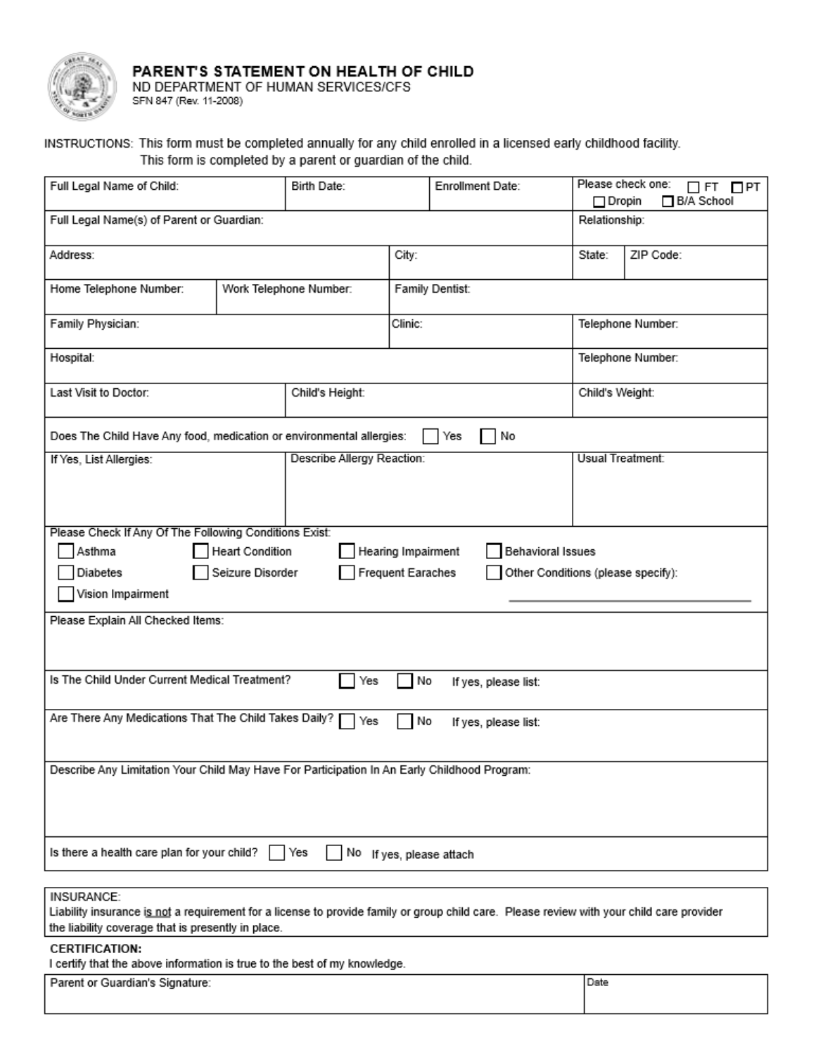# PARENT'S STATEMENT ON HEALTH OF CHILD

ND DEPARTMENT OF HUMAN SERVICES/CFS
SFN 847 (Rev. 11-2008)

INSTRUCTIONS: This form must be completed annually for any child enrolled in a licensed early childhood facility. This form is completed by a parent or guardian of the child.

| | | | |
|---|---|---|---|
| Full Legal Name of Child: | Birth Date: | Enrollment Date: | Please check one: ☐ FT ☐ PT ☐ Dropin ☐ B/A School |
| Full Legal Name(s) of Parent or Guardian: | | | Relationship: |
| Address: | | City: | State: ZIP Code: |
| Home Telephone Number: | Work Telephone Number: | Family Dentist: | |
| Family Physician: | | Clinic: | Telephone Number: |
| Hospital: | | | Telephone Number: |
| Last Visit to Doctor: | Child's Height: | | Child's Weight: |

Does The Child Have Any food, medication or environmental allergies: ☐ Yes ☐ No

| | | |
|---|---|---|
| If Yes, List Allergies: | Describe Allergy Reaction: | Usual Treatment: |

Please Check If Any Of The Following Conditions Exist:

☐ Asthma ☐ Heart Condition ☐ Hearing Impairment ☐ Behavioral Issues
☐ Diabetes ☐ Seizure Disorder ☐ Frequent Earaches ☐ Other Conditions (please specify): ____________
☐ Vision Impairment

Please Explain All Checked Items:

Is The Child Under Current Medical Treatment? ☐ Yes ☐ No If yes, please list:

Are There Any Medications That The Child Takes Daily? ☐ Yes ☐ No If yes, please list:

Describe Any Limitation Your Child May Have For Participation In An Early Childhood Program:

Is there a health care plan for your child? ☐ Yes ☐ No If yes, please attach

INSURANCE:
Liability insurance is not a requirement for a license to provide family or group child care. Please review with your child care provider the liability coverage that is presently in place.

**CERTIFICATION:**
I certify that the above information is true to the best of my knowledge.

| | |
|---|---|
| Parent or Guardian's Signature: | Date |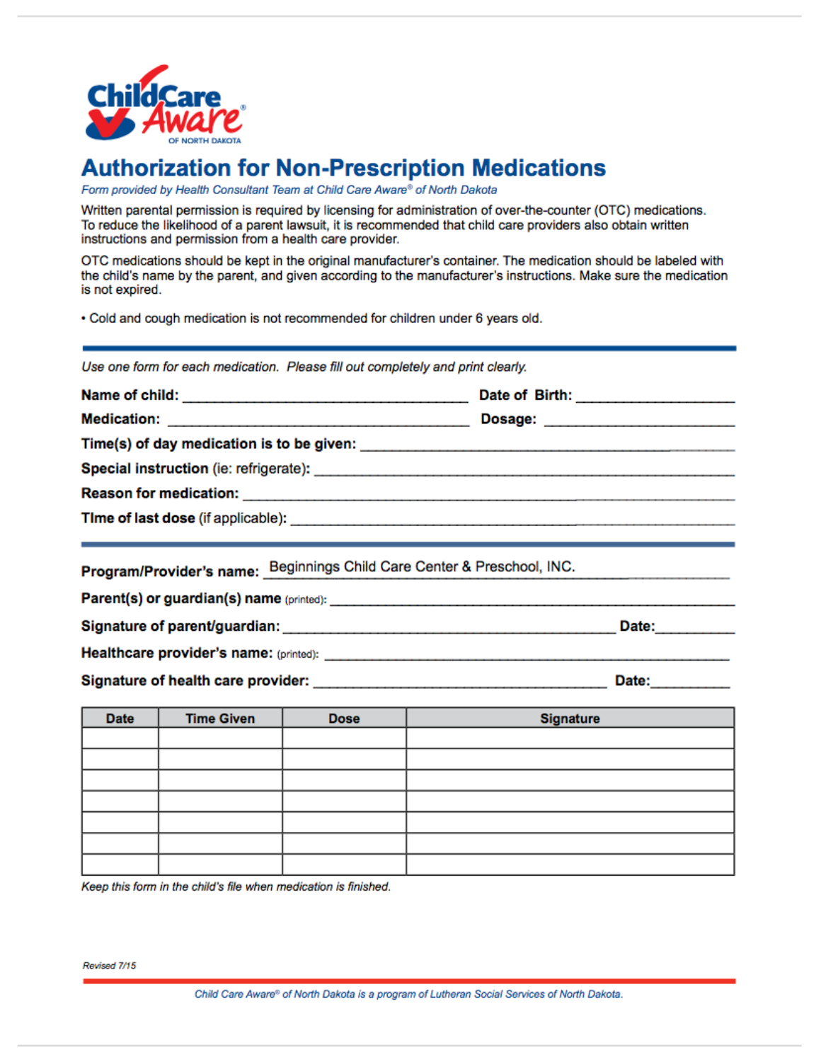Child Care Aware® OF NORTH DAKOTA

# Authorization for Non-Prescription Medications

*Form provided by Health Consultant Team at Child Care Aware® of North Dakota*

Written parental permission is required by licensing for administration of over-the-counter (OTC) medications. To reduce the likelihood of a parent lawsuit, it is recommended that child care providers also obtain written instructions and permission from a health care provider.

OTC medications should be kept in the original manufacturer's container. The medication should be labeled with the child's name by the parent, and given according to the manufacturer's instructions. Make sure the medication is not expired.

- Cold and cough medication is not recommended for children under 6 years old.

---

*Use one form for each medication. Please fill out completely and print clearly.*

**Name of child:** ______________________________ **Date of Birth:** ________________

**Medication:** ______________________________ **Dosage:** ________________

**Time(s) of day medication is to be given:** ______________________________

**Special instruction** (ie: refrigerate): ______________________________

**Reason for medication:** ______________________________

**TIme of last dose** (if applicable): ______________________________

---

**Program/Provider's name:** Beginnings Child Care Center & Preschool, INC.

**Parent(s) or guardian(s) name** (printed): ______________________________

**Signature of parent/guardian:** ______________________________ **Date:** __________

**Healthcare provider's name:** (printed): ______________________________

**Signature of health care provider:** ______________________________ **Date:** __________

| Date | Time Given | Dose | Signature |
|---|---|---|---|
| | | | |
| | | | |
| | | | |
| | | | |
| | | | |
| | | | |
| | | | |

*Keep this form in the child's file when medication is finished.*

*Revised 7/15*

*Child Care Aware® of North Dakota is a program of Lutheran Social Services of North Dakota.*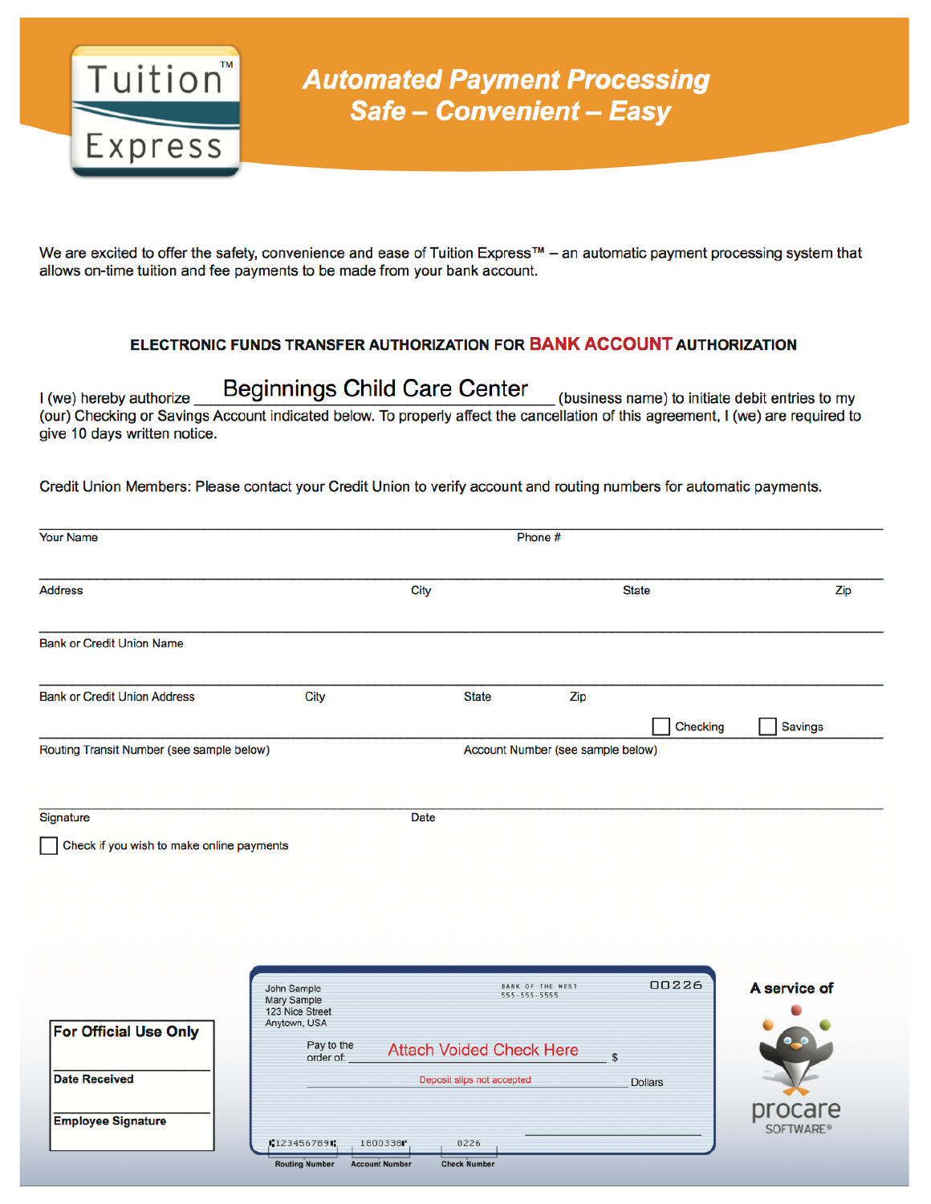Tuition™ Express

## *Automated Payment Processing*
## *Safe – Convenient – Easy*

We are excited to offer the safety, convenience and ease of Tuition Express™ – an automatic payment processing system that allows on-time tuition and fee payments to be made from your bank account.

### ELECTRONIC FUNDS TRANSFER AUTHORIZATION FOR BANK ACCOUNT AUTHORIZATION

I (we) hereby authorize Beginnings Child Care Center (business name) to initiate debit entries to my (our) Checking or Savings Account indicated below. To properly affect the cancellation of this agreement, I (we) are required to give 10 days written notice.

Credit Union Members: Please contact your Credit Union to verify account and routing numbers for automatic payments.

Your Name ______________________ Phone # ______________________

Address ______________________ City ______________________ State ______________________ Zip ______________________

Bank or Credit Union Name ______________________

Bank or Credit Union Address ______________________ City ______________________ State ______________________ Zip ______________________

☐ Checking ☐ Savings

Routing Transit Number (see sample below) ______________________ Account Number (see sample below) ______________________

Signature ______________________ Date ______________________

☐ Check if you wish to make online payments

**For Official Use Only**

**Date Received** ______________________

**Employee Signature** ______________________

John Sample
Mary Sample
123 Nice Street
Anytown, USA

BANK OF THE WEST
555-555-5555

00226

Pay to the order of: Attach Voided Check Here $

Deposit slips not accepted Dollars

123456789 1800338 0226

Routing Number Account Number Check Number

A service of procare SOFTWARE®